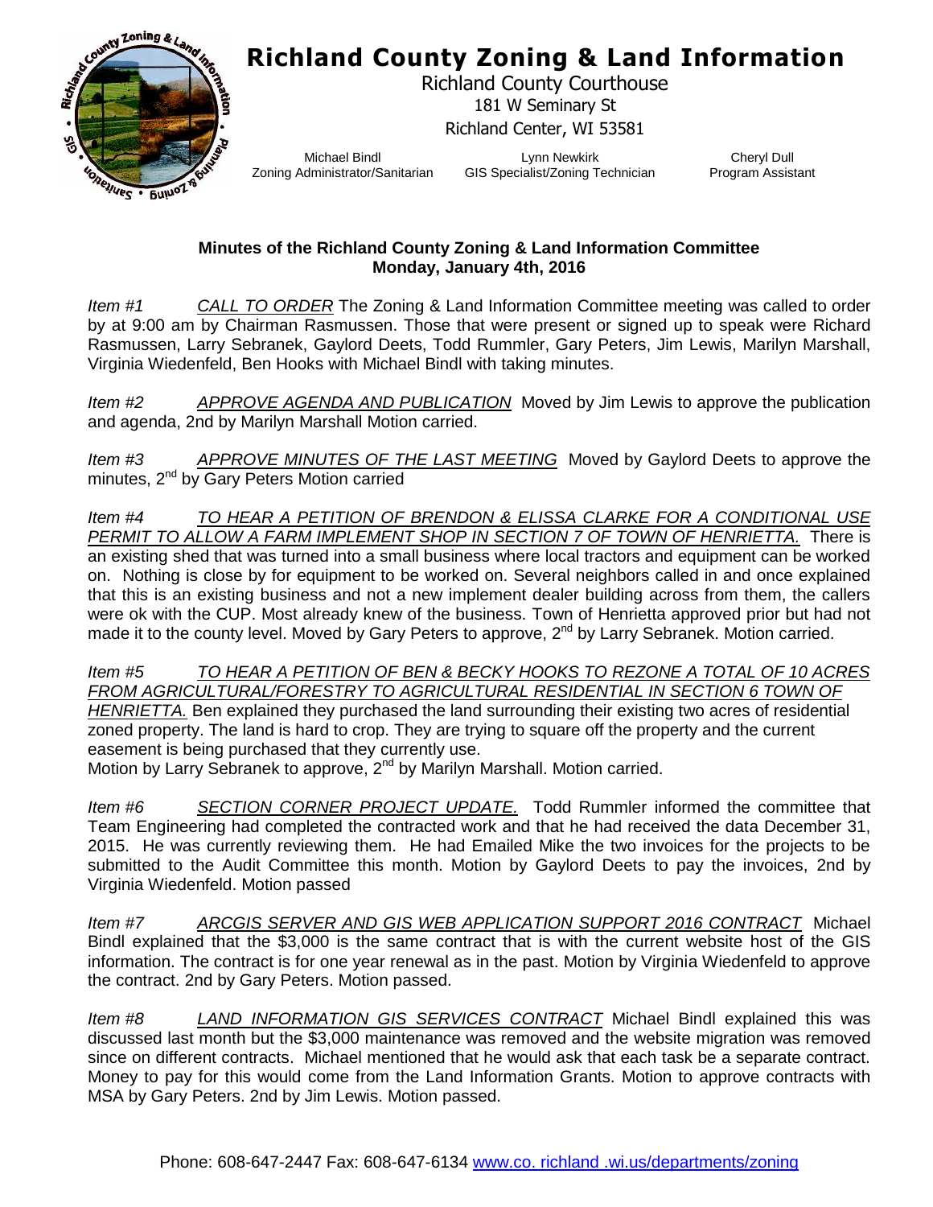# Richland County Zoning & Land Information

Richland County Courthouse
181 W Seminary St
Richland Center, WI 53581

| Michael Bindl | Lynn Newkirk | Cheryl Dull |
|---|---|---|
| Zoning Administrator/Sanitarian | GIS Specialist/Zoning Technician | Program Assistant |

**Minutes of the Richland County Zoning & Land Information Committee**
**Monday, January 4th, 2016**

*Item #1* *CALL TO ORDER* The Zoning & Land Information Committee meeting was called to order by at 9:00 am by Chairman Rasmussen. Those that were present or signed up to speak were Richard Rasmussen, Larry Sebranek, Gaylord Deets, Todd Rummler, Gary Peters, Jim Lewis, Marilyn Marshall, Virginia Wiedenfeld, Ben Hooks with Michael Bindl with taking minutes.

*Item #2* *APPROVE AGENDA AND PUBLICATION* Moved by Jim Lewis to approve the publication and agenda, 2nd by Marilyn Marshall Motion carried.

*Item #3* *APPROVE MINUTES OF THE LAST MEETING* Moved by Gaylord Deets to approve the minutes, 2nd by Gary Peters Motion carried

*Item #4* *TO HEAR A PETITION OF BRENDON & ELISSA CLARKE FOR A CONDITIONAL USE PERMIT TO ALLOW A FARM IMPLEMENT SHOP IN SECTION 7 OF TOWN OF HENRIETTA.* There is an existing shed that was turned into a small business where local tractors and equipment can be worked on. Nothing is close by for equipment to be worked on. Several neighbors called in and once explained that this is an existing business and not a new implement dealer building across from them, the callers were ok with the CUP. Most already knew of the business. Town of Henrietta approved prior but had not made it to the county level. Moved by Gary Peters to approve, 2nd by Larry Sebranek. Motion carried.

*Item #5* *TO HEAR A PETITION OF BEN & BECKY HOOKS TO REZONE A TOTAL OF 10 ACRES FROM AGRICULTURAL/FORESTRY TO AGRICULTURAL RESIDENTIAL IN SECTION 6 TOWN OF HENRIETTA.* Ben explained they purchased the land surrounding their existing two acres of residential zoned property. The land is hard to crop. They are trying to square off the property and the current easement is being purchased that they currently use.
Motion by Larry Sebranek to approve, 2nd by Marilyn Marshall. Motion carried.

*Item #6* *SECTION CORNER PROJECT UPDATE.* Todd Rummler informed the committee that Team Engineering had completed the contracted work and that he had received the data December 31, 2015. He was currently reviewing them. He had Emailed Mike the two invoices for the projects to be submitted to the Audit Committee this month. Motion by Gaylord Deets to pay the invoices, 2nd by Virginia Wiedenfeld. Motion passed

*Item #7* *ARCGIS SERVER AND GIS WEB APPLICATION SUPPORT 2016 CONTRACT* Michael Bindl explained that the $3,000 is the same contract that is with the current website host of the GIS information. The contract is for one year renewal as in the past. Motion by Virginia Wiedenfeld to approve the contract. 2nd by Gary Peters. Motion passed.

*Item #8* *LAND INFORMATION GIS SERVICES CONTRACT* Michael Bindl explained this was discussed last month but the $3,000 maintenance was removed and the website migration was removed since on different contracts. Michael mentioned that he would ask that each task be a separate contract. Money to pay for this would come from the Land Information Grants. Motion to approve contracts with MSA by Gary Peters. 2nd by Jim Lewis. Motion passed.

Phone: 608-647-2447 Fax: 608-647-6134 www.co. richland .wi.us/departments/zoning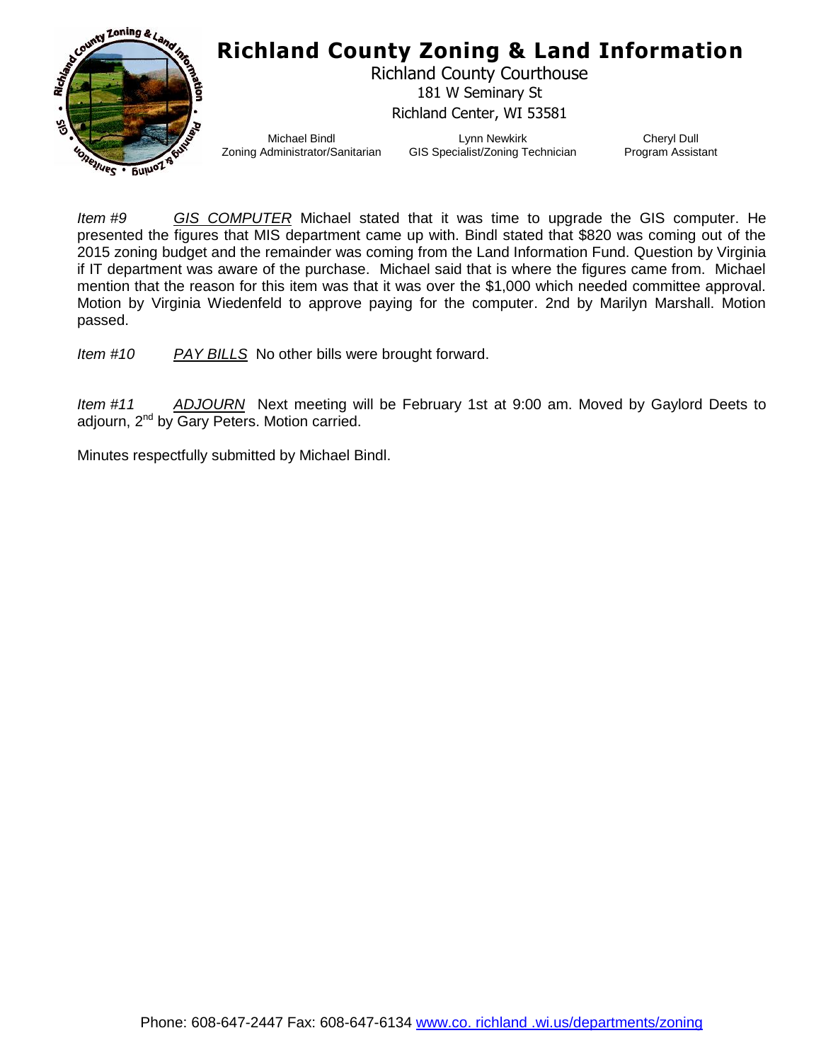# Richland County Zoning & Land Information

Richland County Courthouse
181 W Seminary St
Richland Center, WI 53581

Michael Bindl
Zoning Administrator/Sanitarian

Lynn Newkirk
GIS Specialist/Zoning Technician

Cheryl Dull
Program Assistant

*Item #9* <u>*GIS COMPUTER*</u> Michael stated that it was time to upgrade the GIS computer. He presented the figures that MIS department came up with. Bindl stated that $820 was coming out of the 2015 zoning budget and the remainder was coming from the Land Information Fund. Question by Virginia if IT department was aware of the purchase. Michael said that is where the figures came from. Michael mention that the reason for this item was that it was over the $1,000 which needed committee approval. Motion by Virginia Wiedenfeld to approve paying for the computer. 2nd by Marilyn Marshall. Motion passed.

*Item #10* <u>*PAY BILLS*</u> No other bills were brought forward.

*Item #11* <u>*ADJOURN*</u> Next meeting will be February 1st at 9:00 am. Moved by Gaylord Deets to adjourn, 2nd by Gary Peters. Motion carried.

Minutes respectfully submitted by Michael Bindl.

Phone: 608-647-2447 Fax: 608-647-6134 www.co. richland .wi.us/departments/zoning